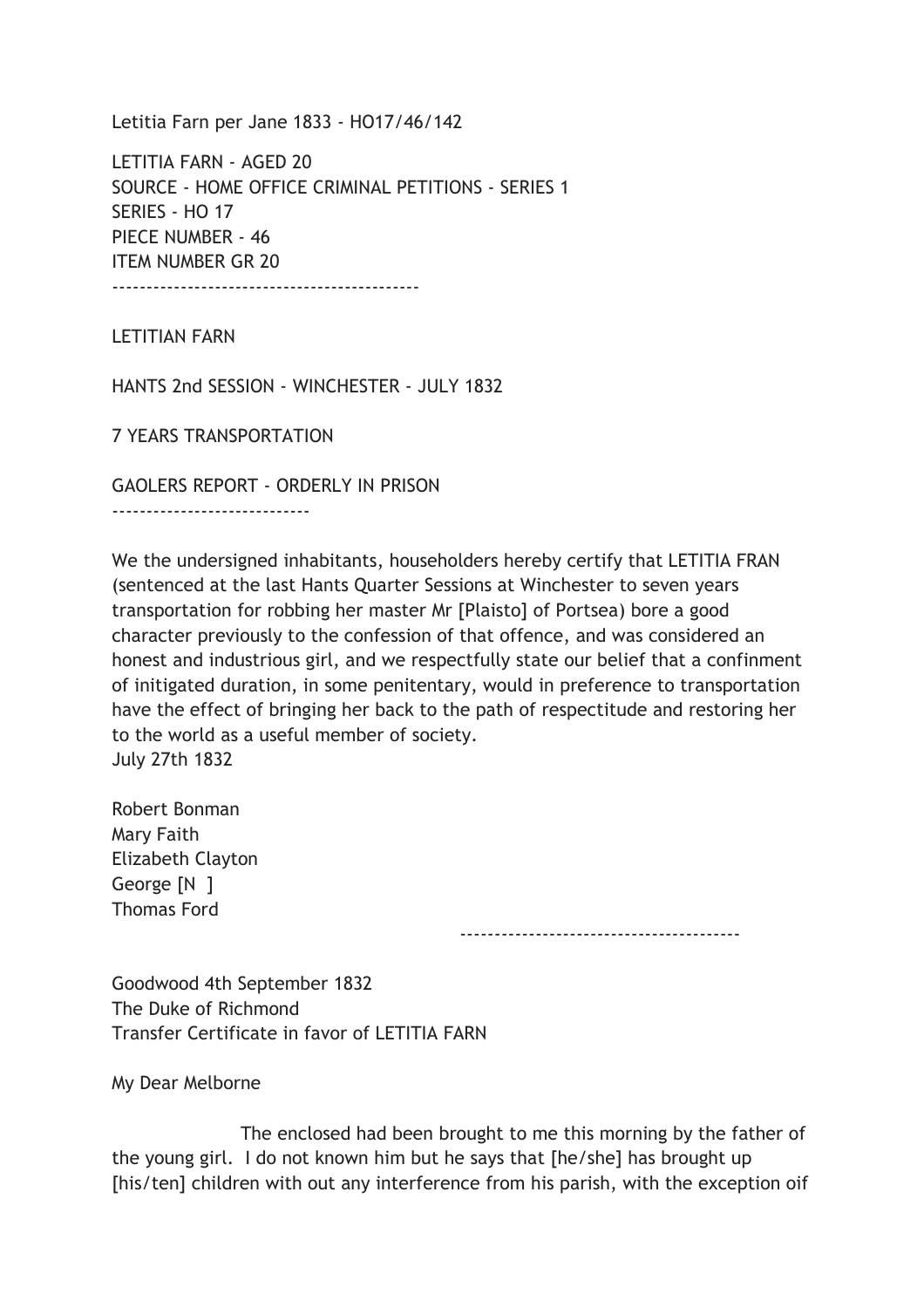Letitia Farn per Jane 1833 - HO17/46/142

LETITIA FARN - AGED 20
SOURCE - HOME OFFICE CRIMINAL PETITIONS - SERIES 1
SERIES - HO 17
PIECE NUMBER - 46
ITEM NUMBER GR 20

---

LETITIAN FARN

HANTS 2nd SESSION - WINCHESTER - JULY 1832

7 YEARS TRANSPORTATION

GAOLERS REPORT - ORDERLY IN PRISON

---

We the undersigned inhabitants, householders hereby certify that LETITIA FRAN (sentenced at the last Hants Quarter Sessions at Winchester to seven years transportation for robbing her master Mr [Plaisto] of Portsea) bore a good character previously to the confession of that offence, and was considered an honest and industrious girl, and we respectfully state our belief that a confinment of initigated duration, in some penitentary, would in preference to transportation have the effect of bringing her back to the path of respectitude and restoring her to the world as a useful member of society.
July 27th 1832

Robert Bonman
Mary Faith
Elizabeth Clayton
George [N ]
Thomas Ford

---

Goodwood 4th September 1832
The Duke of Richmond
Transfer Certificate in favor of LETITIA FARN

My Dear Melborne

The enclosed had been brought to me this morning by the father of the young girl. I do not known him but he says that [he/she] has brought up [his/ten] children with out any interference from his parish, with the exception oif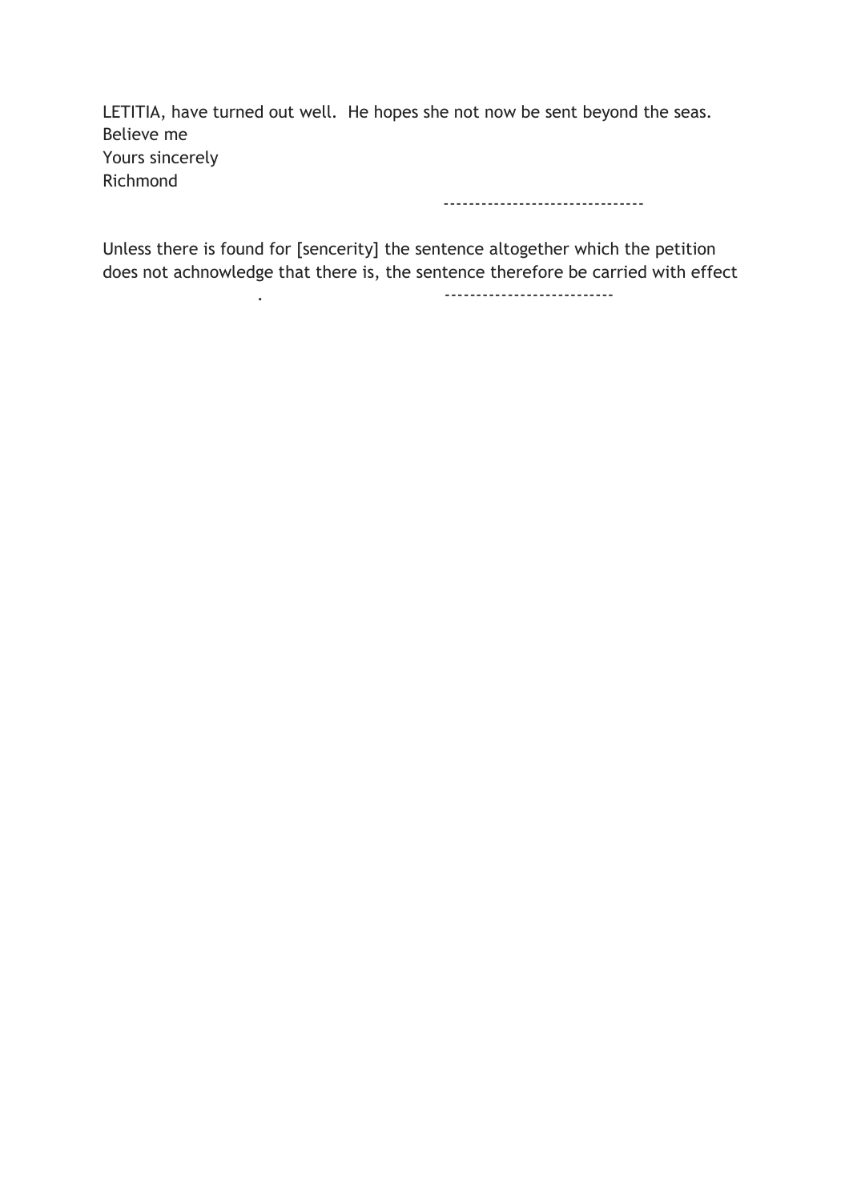LETITIA, have turned out well.  He hopes she not now be sent beyond the seas.
Believe me
Yours sincerely
Richmond

--------------------------------

Unless there is found for [sencerity] the sentence altogether which the petition does not achnowledge that there is, the sentence therefore be carried with effect

.

--------------------------